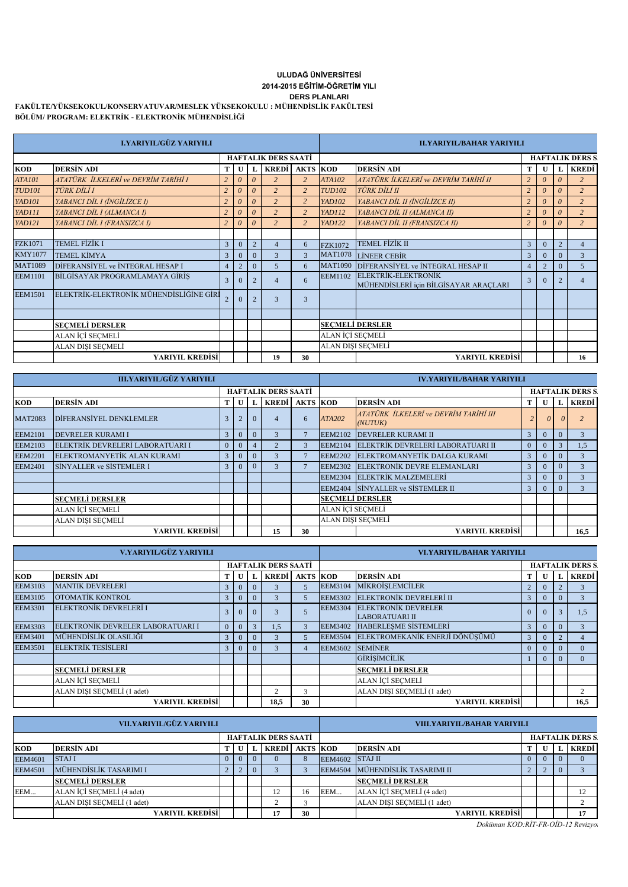**ULUDAĞ ÜNİVERSİTESİ**
**2014-2015 EĞİTİM-ÖĞRETİM YILI**
**DERS PLANLARI**

**FAKÜLTE/YÜKSEKOKUL/KONSERVATUVAR/MESLEK YÜKSEKOKULU : MÜHENDİSLİK FAKÜLTESİ**
**BÖLÜM/ PROGRAM: ELEKTRİK - ELEKTRONİK MÜHENDİSLİĞİ**

| I.YARIYIL/GÜZ YARIYILI | | | | | | | II.YARIYIL/BAHAR YARIYILI | | | | | |
|---|---|---|---|---|---|---|---|---|---|---|---|---|
| | | HAFTALIK DERS SAATİ | | | | | | | HAFTALIK DERS S. | | | |
| KOD | DERSİN ADI | T | U | L | KREDİ | AKTS | KOD | DERSİN ADI | T | U | L | KREDİ |
| *ATA101* | *ATATÜRK İLKELERİ ve DEVRİM TARİHİ I* | *2* | *0* | *0* | *2* | *2* | *ATA102* | *ATATÜRK İLKELERİ ve DEVRİM TARİHİ II* | *2* | *0* | *0* | *2* |
| *TUD101* | *TÜRK DİLİ I* | *2* | *0* | *0* | *2* | *2* | *TUD102* | *TÜRK DİLİ II* | *2* | *0* | *0* | *2* |
| *YAD101* | *YABANCI DİL I (İNGİLİZCE I)* | *2* | *0* | *0* | *2* | *2* | *YAD102* | *YABANCI DİL II (İNGİLİZCE II)* | *2* | *0* | *0* | *2* |
| *YAD111* | *YABANCI DİL I (ALMANCA I)* | *2* | *0* | *0* | *2* | *2* | *YAD112* | *YABANCI DİL II (ALMANCA II)* | *2* | *0* | *0* | *2* |
| *YAD121* | *YABANCI DİL I (FRANSIZCA I)* | *2* | *0* | *0* | *2* | *2* | *YAD122* | *YABANCI DİL II (FRANSIZCA II)* | *2* | *0* | *0* | *2* |
| | | | | | | | | | | | | |
| FZK1071 | TEMEL FİZİK I | 3 | 0 | 2 | 4 | 6 | FZK1072 | TEMEL FİZİK II | 3 | 0 | 2 | 4 |
| KMY1077 | TEMEL KİMYA | 3 | 0 | 0 | 3 | 3 | MAT1078 | LİNEER CEBİR | 3 | 0 | 0 | 3 |
| MAT1089 | DİFERANSİYEL ve İNTEGRAL HESAP I | 4 | 2 | 0 | 5 | 6 | MAT1090 | DİFERANSİYEL ve İNTEGRAL HESAP II | 4 | 2 | 0 | 5 |
| EEM1101 | BİLGİSAYAR PROGRAMLAMAYA GİRİŞ | 3 | 0 | 2 | 4 | 6 | EEM1102 | ELEKTRİK-ELEKTRONİK MÜHENDİSLERİ için BİLGİSAYAR ARAÇLARI | 3 | 0 | 2 | 4 |
| EEM1501 | ELEKTRİK-ELEKTRONİK MÜHENDİSLİĞİNE GİRİ | 2 | 0 | 2 | 3 | 3 | | | | | | |
| | | | | | | | | | | | | |
| | SEÇMELİ DERSLER | | | | | | SEÇMELİ DERSLER | | | | | |
| | ALAN İÇİ SEÇMELİ | | | | | | ALAN İÇİ SEÇMELİ | | | | | |
| | ALAN DIŞI SEÇMELİ | | | | | | ALAN DIŞI SEÇMELİ | | | | | |
| | **YARIYIL KREDİSİ** | | | | **19** | **30** | | **YARIYIL KREDİSİ** | | | | **16** |

| III.YARIYIL/GÜZ YARIYILI | | | | | | | IV.YARIYIL/BAHAR YARIYILI | | | | | |
|---|---|---|---|---|---|---|---|---|---|---|---|---|
| | | HAFTALIK DERS SAATİ | | | | | | | HAFTALIK DERS S. | | | |
| KOD | DERSİN ADI | T | U | L | KREDİ | AKTS | KOD | DERSİN ADI | T | U | L | KREDİ |
| MAT2083 | DİFERANSİYEL DENKLEMLER | 3 | 2 | 0 | 4 | 6 | *ATA202* | *ATATÜRK İLKELERİ ve DEVRİM TARİHİ III (NUTUK)* | *2* | *0* | *0* | *2* |
| EEM2101 | DEVRELER KURAMI I | 3 | 0 | 0 | 3 | 7 | EEM2102 | DEVRELER KURAMI II | 3 | 0 | 0 | 3 |
| EEM2103 | ELEKTRİK DEVRELERİ LABORATUARI I | 0 | 0 | 4 | 2 | 3 | EEM2104 | ELEKTRİK DEVRELERİ LABORATUARI II | 0 | 0 | 3 | 1,5 |
| EEM2201 | ELEKTROMANYETİK ALAN KURAMI | 3 | 0 | 0 | 3 | 7 | EEM2202 | ELEKTROMANYETİK DALGA KURAMI | 3 | 0 | 0 | 3 |
| EEM2401 | SİNYALLER ve SİSTEMLER I | 3 | 0 | 0 | 3 | 7 | EEM2302 | ELEKTRONİK DEVRE ELEMANLARI | 3 | 0 | 0 | 3 |
| | | | | | | | EEM2304 | ELEKTRİK MALZEMELERİ | 3 | 0 | 0 | 3 |
| | | | | | | | EEM2404 | SİNYALLER ve SİSTEMLER II | 3 | 0 | 0 | 3 |
| | SEÇMELİ DERSLER | | | | | | SEÇMELİ DERSLER | | | | | |
| | ALAN İÇİ SEÇMELİ | | | | | | ALAN İÇİ SEÇMELİ | | | | | |
| | ALAN DIŞI SEÇMELİ | | | | | | ALAN DIŞI SEÇMELİ | | | | | |
| | **YARIYIL KREDİSİ** | | | | **15** | **30** | | **YARIYIL KREDİSİ** | | | | **16,5** |

| V.YARIYIL/GÜZ YARIYILI | | | | | | | VI.YARIYIL/BAHAR YARIYILI | | | | | |
|---|---|---|---|---|---|---|---|---|---|---|---|---|
| | | HAFTALIK DERS SAATİ | | | | | | | HAFTALIK DERS S. | | | |
| KOD | DERSİN ADI | T | U | L | KREDİ | AKTS | KOD | DERSİN ADI | T | U | L | KREDİ |
| EEM3103 | MANTIK DEVRELERİ | 3 | 0 | 0 | 3 | 5 | EEM3104 | MİKROİŞLEMCİLER | 2 | 0 | 2 | 3 |
| EEM3105 | OTOMATİK KONTROL | 3 | 0 | 0 | 3 | 5 | EEM3302 | ELEKTRONİK DEVRELERİ II | 3 | 0 | 0 | 3 |
| EEM3301 | ELEKTRONİK DEVRELERİ I | 3 | 0 | 0 | 3 | 5 | EEM3304 | ELEKTRONİK DEVRELER LABORATUARI II | 0 | 0 | 3 | 1,5 |
| EEM3303 | ELEKTRONİK DEVRELER LABORATUARI I | 0 | 0 | 3 | 1,5 | 3 | EEM3402 | HABERLEŞME SİSTEMLERİ | 3 | 0 | 0 | 3 |
| EEM3401 | MÜHENDİSLİK OLASILIĞI | 3 | 0 | 0 | 3 | 5 | EEM3504 | ELEKTROMEKANİK ENERJİ DÖNÜŞÜMÜ | 3 | 0 | 2 | 4 |
| EEM3501 | ELEKTRİK TESİSLERİ | 3 | 0 | 0 | 3 | 4 | EEM3602 | SEMİNER | 0 | 0 | 0 | 0 |
| | | | | | | | | GİRİŞİMCİLİK | 1 | 0 | 0 | 0 |
| | SEÇMELİ DERSLER | | | | | | | SEÇMELİ DERSLER | | | | |
| | ALAN İÇİ SEÇMELİ | | | | | | | ALAN İÇİ SEÇMELİ | | | | |
| | ALAN DIŞI SEÇMELİ (1 adet) | | | | 2 | 3 | | ALAN DIŞI SEÇMELİ (1 adet) | | | | 2 |
| | **YARIYIL KREDİSİ** | | | | **18,5** | **30** | | **YARIYIL KREDİSİ** | | | | **16,5** |

| VII.YARIYIL/GÜZ YARIYILI | | | | | | | VIII.YARIYIL/BAHAR YARIYILI | | | | | |
|---|---|---|---|---|---|---|---|---|---|---|---|---|
| | | HAFTALIK DERS SAATİ | | | | | | | HAFTALIK DERS S. | | | |
| KOD | DERSİN ADI | T | U | L | KREDİ | AKTS | KOD | DERSİN ADI | T | U | L | KREDİ |
| EEM4601 | STAJ I | 0 | 0 | 0 | 0 | 8 | EEM4602 | STAJ II | 0 | 0 | 0 | 0 |
| EEM4501 | MÜHENDİSLİK TASARIMI I | 2 | 2 | 0 | 3 | 3 | EEM4504 | MÜHENDİSLİK TASARIMI II | 2 | 2 | 0 | 3 |
| | SEÇMELİ DERSLER | | | | | | | SEÇMELİ DERSLER | | | | |
| EEM... | ALAN İÇİ SEÇMELİ (4 adet) | | | | 12 | 16 | EEM... | ALAN İÇİ SEÇMELİ (4 adet) | | | | 12 |
| | ALAN DIŞI SEÇMELİ (1 adet) | | | | 2 | 3 | | ALAN DIŞI SEÇMELİ (1 adet) | | | | 2 |
| | **YARIYIL KREDİSİ** | | | | **17** | **30** | | **YARIYIL KREDİSİ** | | | | **17** |

*Doküman KOD:RİT-FR-OİD-12 Revizyo*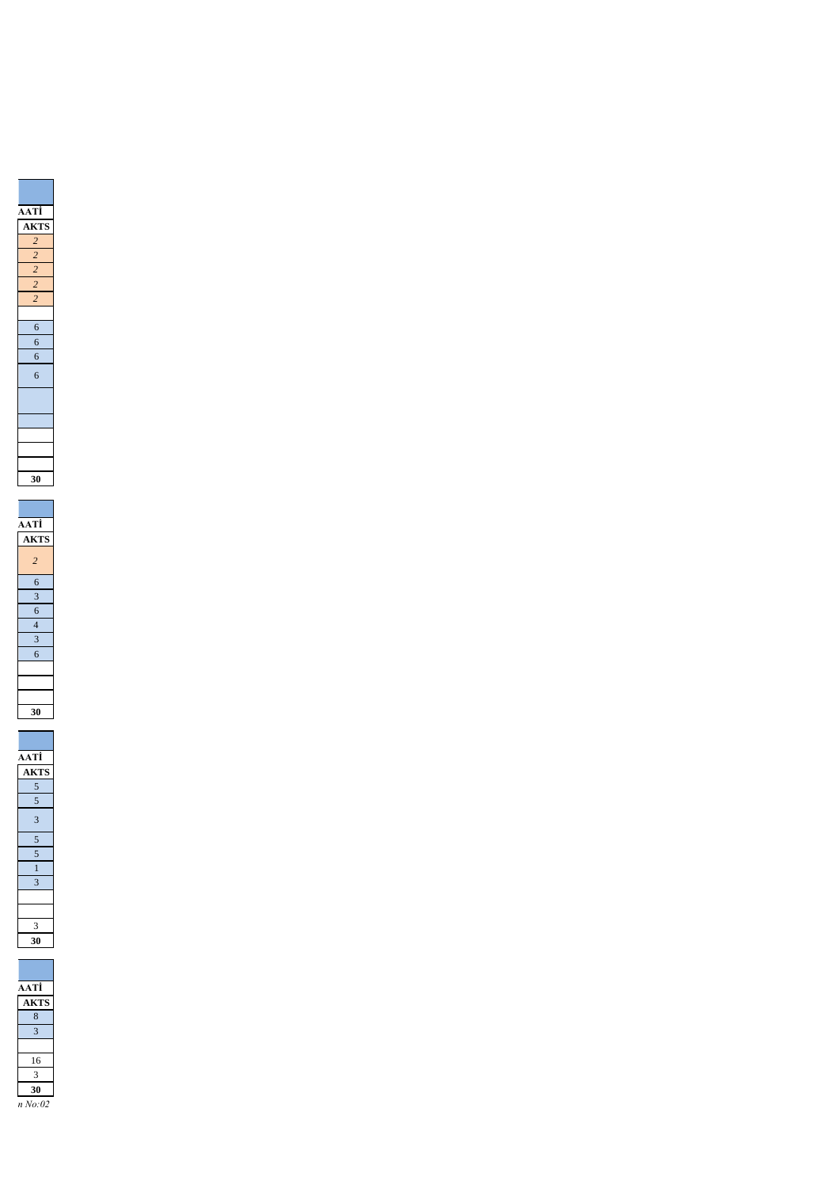| AATİ |
|---|
| AKTS |
| *2* |
| *2* |
| *2* |
| *2* |
| *2* |
| |
| 6 |
| 6 |
| 6 |
| 6 |
| |
| |
| |
| |
| |
| **30** |

| AATİ |
|---|
| AKTS |
| *2* |
| 6 |
| 3 |
| 6 |
| 4 |
| 3 |
| 6 |
| |
| |
| |
| **30** |

| AATİ |
|---|
| AKTS |
| 5 |
| 5 |
| 3 |
| 5 |
| 5 |
| 1 |
| 3 |
| |
| |
| 3 |
| **30** |

| AATİ |
|---|
| AKTS |
| 8 |
| 3 |
| |
| 16 |
| 3 |
| **30** |

*n No:02*